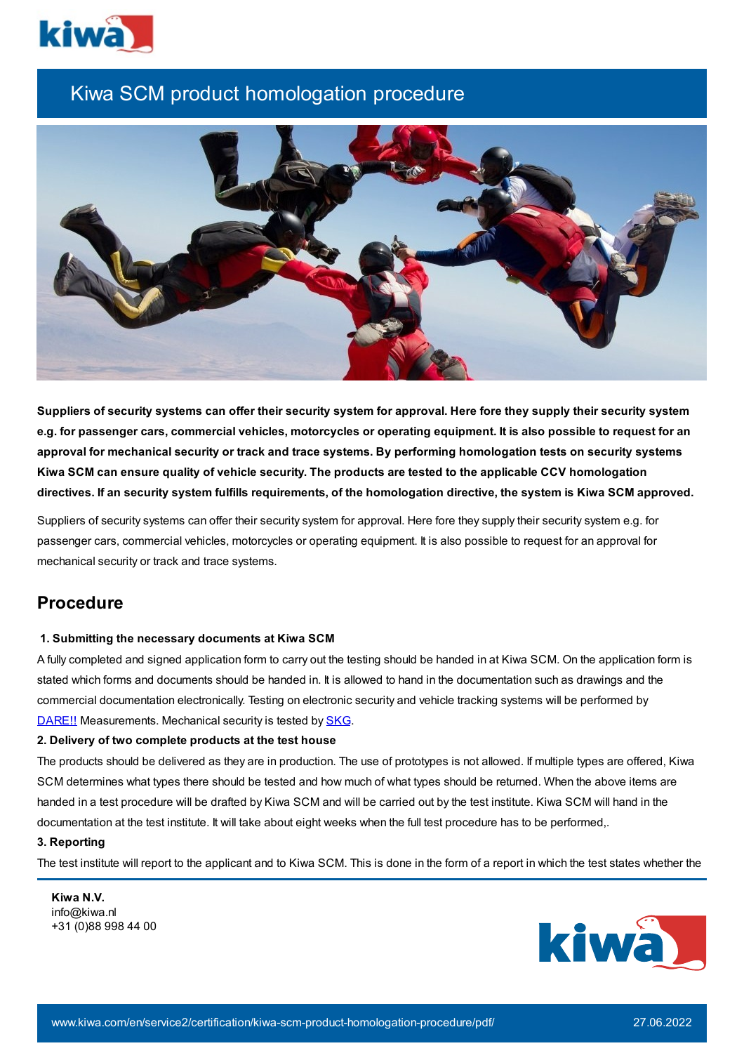# Kiwa SCM product homologation procedure

**Suppliers of security systems can offer their security system for approval. Here fore they supply their security system e.g. for passenger cars, commercial vehicles, motorcycles or operating equipment. It is also possible to request for an approval for mechanical security or track and trace systems. By performing homologation tests on security systems Kiwa SCM can ensure quality of vehicle security. The products are tested to the applicable CCV homologation directives. If an security system fulfills requirements, of the homologation directive, the system is Kiwa SCM approved.**

Suppliers of security systems can offer their security system for approval. Here fore they supply their security system e.g. for passenger cars, commercial vehicles, motorcycles or operating equipment. It is also possible to request for an approval for mechanical security or track and trace systems.

## Procedure

**1. Submitting the necessary documents at Kiwa SCM**

A fully completed and signed application form to carry out the testing should be handed in at Kiwa SCM. On the application form is stated which forms and documents should be handed in. It is allowed to hand in the documentation such as drawings and the commercial documentation electronically. Testing on electronic security and vehicle tracking systems will be performed by DARE!! Measurements. Mechanical security is tested by SKG.

**2. Delivery of two complete products at the test house**

The products should be delivered as they are in production. The use of prototypes is not allowed. If multiple types are offered, Kiwa SCM determines what types there should be tested and how much of what types should be returned. When the above items are handed in a test procedure will be drafted by Kiwa SCM and will be carried out by the test institute. Kiwa SCM will hand in the documentation at the test institute. It will take about eight weeks when the full test procedure has to be performed,.

**3. Reporting**

The test institute will report to the applicant and to Kiwa SCM. This is done in the form of a report in which the test states whether the

**Kiwa N.V.**
info@kiwa.nl
+31 (0)88 998 44 00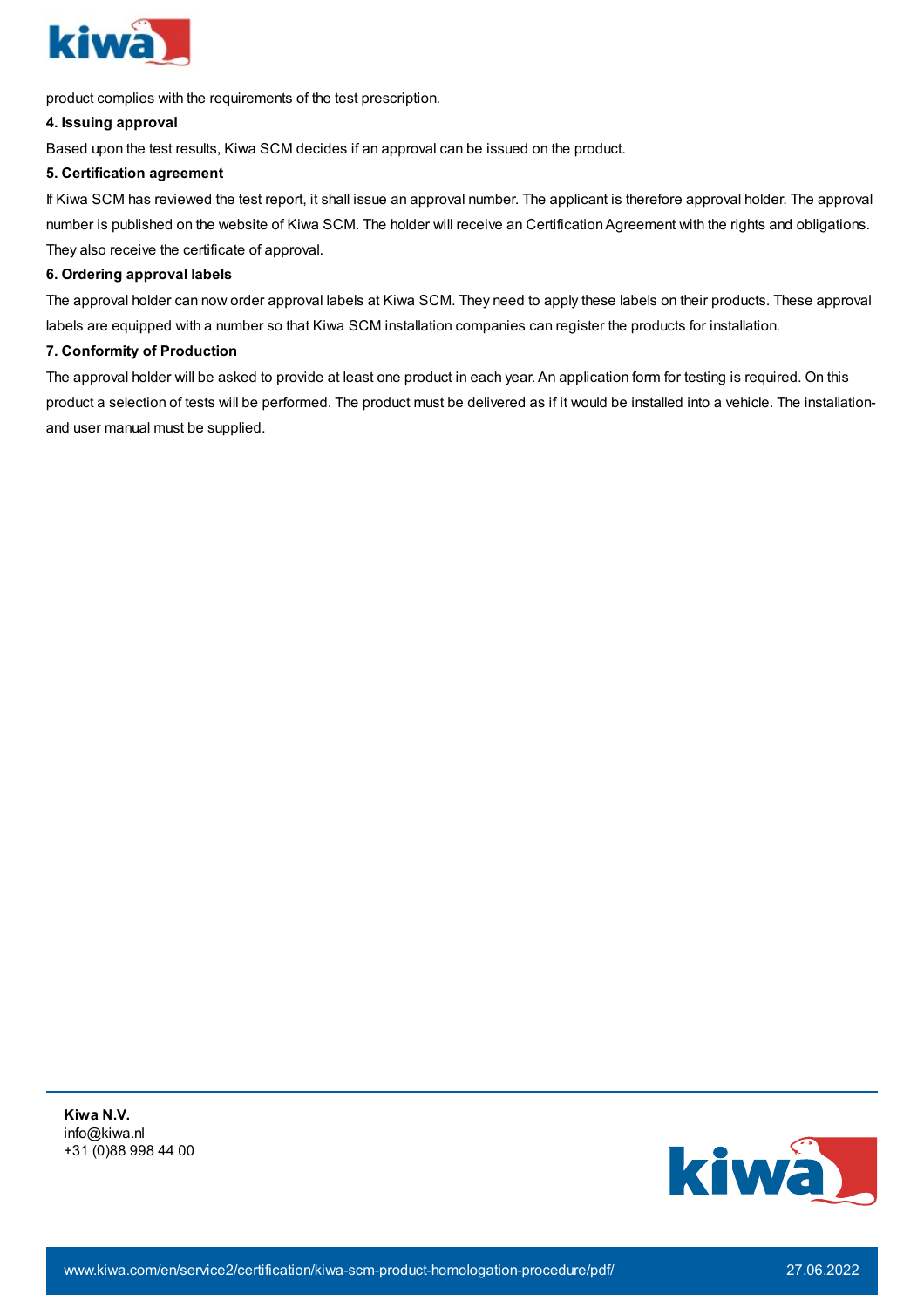product complies with the requirements of the test prescription.

**4. Issuing approval**

Based upon the test results, Kiwa SCM decides if an approval can be issued on the product.

**5. Certification agreement**

If Kiwa SCM has reviewed the test report, it shall issue an approval number. The applicant is therefore approval holder. The approval number is published on the website of Kiwa SCM. The holder will receive an Certification Agreement with the rights and obligations. They also receive the certificate of approval.

**6. Ordering approval labels**

The approval holder can now order approval labels at Kiwa SCM. They need to apply these labels on their products. These approval labels are equipped with a number so that Kiwa SCM installation companies can register the products for installation.

**7. Conformity of Production**

The approval holder will be asked to provide at least one product in each year. An application form for testing is required. On this product a selection of tests will be performed. The product must be delivered as if it would be installed into a vehicle. The installation- and user manual must be supplied.

**Kiwa N.V.**
info@kiwa.nl
+31 (0)88 998 44 00